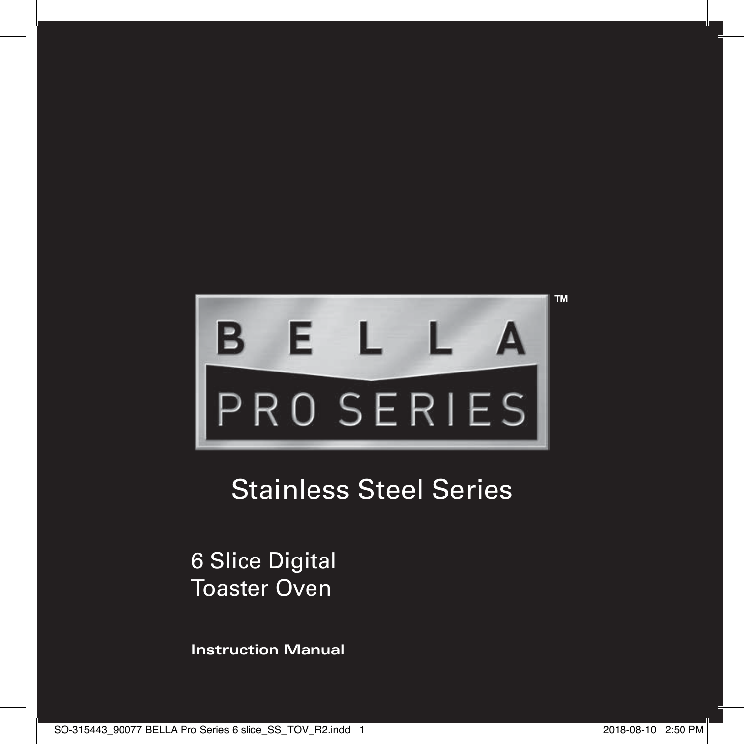# BELLA PRO SERIES™

## Stainless Steel Series

### 6 Slice Digital Toaster Oven

**Instruction Manual**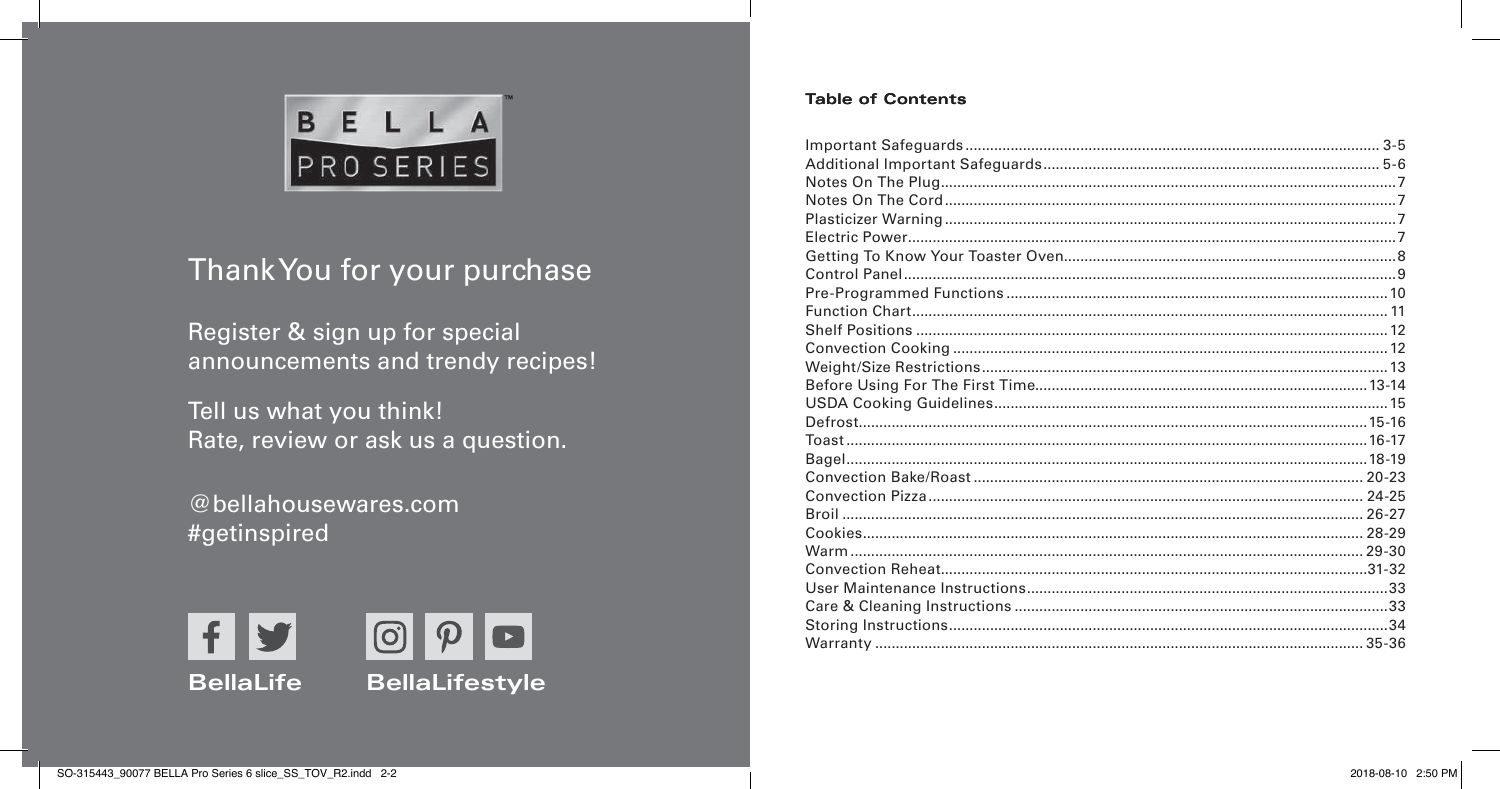BELLA PRO SERIES™

# Thank You for your purchase

Register & sign up for special announcements and trendy recipes!

Tell us what you think!
Rate, review or ask us a question.

@bellahousewares.com
#getinspired

**BellaLife** **BellaLifestyle**

## Table of Contents

| Section | Page |
| --- | --- |
| Important Safeguards | 3-5 |
| Additional Important Safeguards | 5-6 |
| Notes On The Plug | 7 |
| Notes On The Cord | 7 |
| Plasticizer Warning | 7 |
| Electric Power | 7 |
| Getting To Know Your Toaster Oven | 8 |
| Control Panel | 9 |
| Pre-Programmed Functions | 10 |
| Function Chart | 11 |
| Shelf Positions | 12 |
| Convection Cooking | 12 |
| Weight/Size Restrictions | 13 |
| Before Using For The First Time | 13-14 |
| USDA Cooking Guidelines | 15 |
| Defrost | 15-16 |
| Toast | 16-17 |
| Bagel | 18-19 |
| Convection Bake/Roast | 20-23 |
| Convection Pizza | 24-25 |
| Broil | 26-27 |
| Cookies | 28-29 |
| Warm | 29-30 |
| Convection Reheat | 31-32 |
| User Maintenance Instructions | 33 |
| Care & Cleaning Instructions | 33 |
| Storing Instructions | 34 |
| Warranty | 35-36 |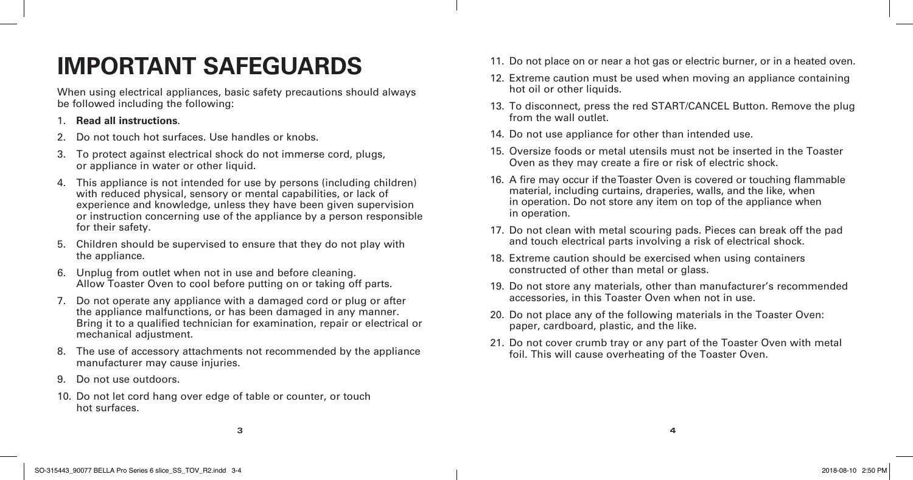# IMPORTANT SAFEGUARDS

When using electrical appliances, basic safety precautions should always be followed including the following:

1. **Read all instructions**.
2. Do not touch hot surfaces. Use handles or knobs.
3. To protect against electrical shock do not immerse cord, plugs, or appliance in water or other liquid.
4. This appliance is not intended for use by persons (including children) with reduced physical, sensory or mental capabilities, or lack of experience and knowledge, unless they have been given supervision or instruction concerning use of the appliance by a person responsible for their safety.
5. Children should be supervised to ensure that they do not play with the appliance.
6. Unplug from outlet when not in use and before cleaning. Allow Toaster Oven to cool before putting on or taking off parts.
7. Do not operate any appliance with a damaged cord or plug or after the appliance malfunctions, or has been damaged in any manner. Bring it to a qualified technician for examination, repair or electrical or mechanical adjustment.
8. The use of accessory attachments not recommended by the appliance manufacturer may cause injuries.
9. Do not use outdoors.
10. Do not let cord hang over edge of table or counter, or touch hot surfaces.
11. Do not place on or near a hot gas or electric burner, or in a heated oven.
12. Extreme caution must be used when moving an appliance containing hot oil or other liquids.
13. To disconnect, press the red START/CANCEL Button. Remove the plug from the wall outlet.
14. Do not use appliance for other than intended use.
15. Oversize foods or metal utensils must not be inserted in the Toaster Oven as they may create a fire or risk of electric shock.
16. A fire may occur if the Toaster Oven is covered or touching flammable material, including curtains, draperies, walls, and the like, when in operation. Do not store any item on top of the appliance when in operation.
17. Do not clean with metal scouring pads. Pieces can break off the pad and touch electrical parts involving a risk of electrical shock.
18. Extreme caution should be exercised when using containers constructed of other than metal or glass.
19. Do not store any materials, other than manufacturer's recommended accessories, in this Toaster Oven when not in use.
20. Do not place any of the following materials in the Toaster Oven: paper, cardboard, plastic, and the like.
21. Do not cover crumb tray or any part of the Toaster Oven with metal foil. This will cause overheating of the Toaster Oven.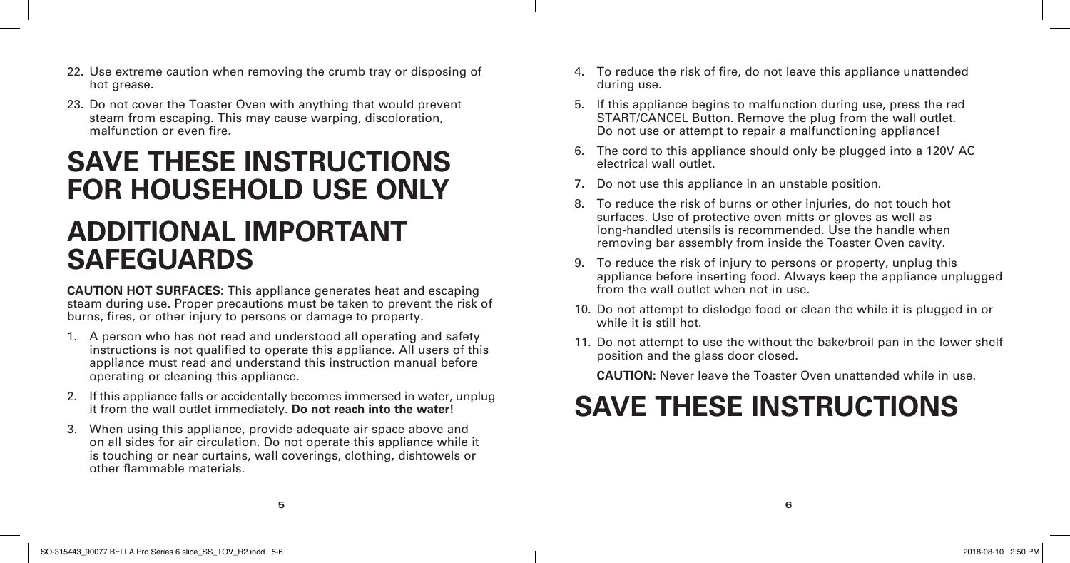22. Use extreme caution when removing the crumb tray or disposing of hot grease.
23. Do not cover the Toaster Oven with anything that would prevent steam from escaping. This may cause warping, discoloration, malfunction or even fire.

# SAVE THESE INSTRUCTIONS FOR HOUSEHOLD USE ONLY

# ADDITIONAL IMPORTANT SAFEGUARDS

**CAUTION HOT SURFACES:** This appliance generates heat and escaping steam during use. Proper precautions must be taken to prevent the risk of burns, fires, or other injury to persons or damage to property.

1. A person who has not read and understood all operating and safety instructions is not qualified to operate this appliance. All users of this appliance must read and understand this instruction manual before operating or cleaning this appliance.
2. If this appliance falls or accidentally becomes immersed in water, unplug it from the wall outlet immediately. **Do not reach into the water!**
3. When using this appliance, provide adequate air space above and on all sides for air circulation. Do not operate this appliance while it is touching or near curtains, wall coverings, clothing, dishtowels or other flammable materials.
4. To reduce the risk of fire, do not leave this appliance unattended during use.
5. If this appliance begins to malfunction during use, press the red START/CANCEL Button. Remove the plug from the wall outlet. Do not use or attempt to repair a malfunctioning appliance!
6. The cord to this appliance should only be plugged into a 120V AC electrical wall outlet.
7. Do not use this appliance in an unstable position.
8. To reduce the risk of burns or other injuries, do not touch hot surfaces. Use of protective oven mitts or gloves as well as long-handled utensils is recommended. Use the handle when removing bar assembly from inside the Toaster Oven cavity.
9. To reduce the risk of injury to persons or property, unplug this appliance before inserting food. Always keep the appliance unplugged from the wall outlet when not in use.
10. Do not attempt to dislodge food or clean the while it is plugged in or while it is still hot.
11. Do not attempt to use the without the bake/broil pan in the lower shelf position and the glass door closed.

    **CAUTION:** Never leave the Toaster Oven unattended while in use.

# SAVE THESE INSTRUCTIONS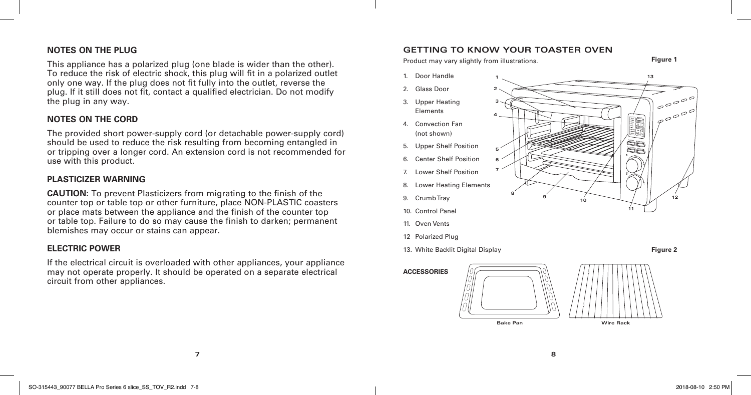## NOTES ON THE PLUG

This appliance has a polarized plug (one blade is wider than the other). To reduce the risk of electric shock, this plug will fit in a polarized outlet only one way. If the plug does not fit fully into the outlet, reverse the plug. If it still does not fit, contact a qualified electrician. Do not modify the plug in any way.

## NOTES ON THE CORD

The provided short power-supply cord (or detachable power-supply cord) should be used to reduce the risk resulting from becoming entangled in or tripping over a longer cord. An extension cord is not recommended for use with this product.

## PLASTICIZER WARNING

**CAUTION:** To prevent Plasticizers from migrating to the finish of the counter top or table top or other furniture, place NON-PLASTIC coasters or place mats between the appliance and the finish of the counter top or table top. Failure to do so may cause the finish to darken; permanent blemishes may occur or stains can appear.

## ELECTRIC POWER

If the electrical circuit is overloaded with other appliances, your appliance may not operate properly. It should be operated on a separate electrical circuit from other appliances.

## GETTING TO KNOW YOUR TOASTER OVEN

Product may vary slightly from illustrations.

**Figure 1**

1. Door Handle
2. Glass Door
3. Upper Heating Elements
4. Convection Fan (not shown)
5. Upper Shelf Position
6. Center Shelf Position
7. Lower Shelf Position
8. Lower Heating Elements
9. Crumb Tray
10. Control Panel
11. Oven Vents
12. Polarized Plug
13. White Backlit Digital Display

**Figure 2**

**ACCESSORIES**

Bake Pan

Wire Rack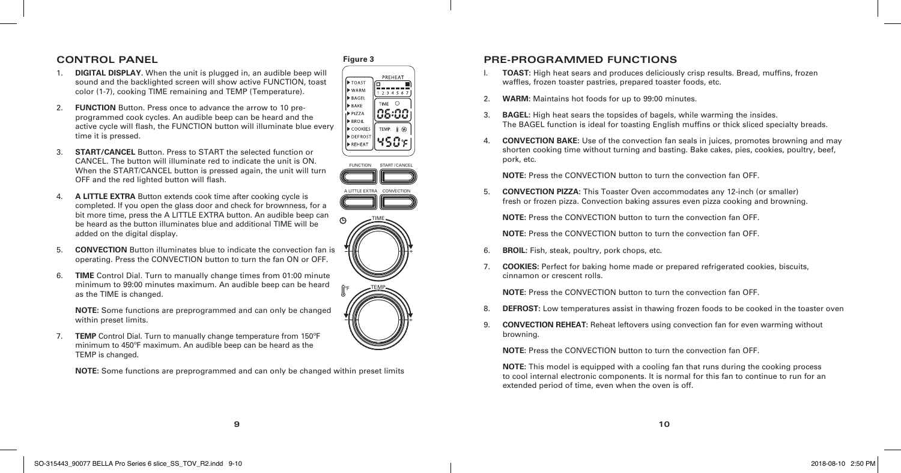## CONTROL PANEL

1. **DIGITAL DISPLAY**. When the unit is plugged in, an audible beep will sound and the backlighted screen will show active FUNCTION, toast color (1-7), cooking TIME remaining and TEMP (Temperature).

2. **FUNCTION** Button. Press once to advance the arrow to 10 pre-programmed cook cycles. An audible beep can be heard and the active cycle will flash, the FUNCTION button will illuminate blue every time it is pressed.

3. **START/CANCEL** Button. Press to START the selected function or CANCEL. The button will illuminate red to indicate the unit is ON. When the START/CANCEL button is pressed again, the unit will turn OFF and the red lighted button will flash.

4. **A LITTLE EXTRA** Button extends cook time after cooking cycle is completed. If you open the glass door and check for brownness, for a bit more time, press the A LITTLE EXTRA button. An audible beep can be heard as the button illuminates blue and additional TIME will be added on the digital display.

5. **CONVECTION** Button illuminates blue to indicate the convection fan is operating. Press the CONVECTION button to turn the fan ON or OFF.

6. **TIME** Control Dial. Turn to manually change times from 01:00 minute minimum to 99:00 minutes maximum. An audible beep can be heard as the TIME is changed.

   **NOTE:** Some functions are preprogrammed and can only be changed within preset limits.

7. **TEMP** Control Dial. Turn to manually change temperature from 150ºF minimum to 450ºF maximum. An audible beep can be heard as the TEMP is changed.

   **NOTE:** Some functions are preprogrammed and can only be changed within preset limits

**Figure 3**

PREHEAT
TOAST
WARM
BAGEL
BAKE
PIZZA
BROIL
COOKIES
DEFROST
REHEAT
1 2 3 4 5 6 7
TIME 06:00
TEMP. 450°F
FUNCTION
START / CANCEL
A LITTLE EXTRA
CONVECTION
TIME
TEMP
°F

## PRE-PROGRAMMED FUNCTIONS

1. **TOAST:** High heat sears and produces deliciously crisp results. Bread, muffins, frozen waffles, frozen toaster pastries, prepared toaster foods, etc.

2. **WARM:** Maintains hot foods for up to 99:00 minutes.

3. **BAGEL:** High heat sears the topsides of bagels, while warming the insides. The BAGEL function is ideal for toasting English muffins or thick sliced specialty breads.

4. **CONVECTION BAKE:** Use of the convection fan seals in juices, promotes browning and may shorten cooking time without turning and basting. Bake cakes, pies, cookies, poultry, beef, pork, etc.

   **NOTE:** Press the CONVECTION button to turn the convection fan OFF.

5. **CONVECTION PIZZA:** This Toaster Oven accommodates any 12-inch (or smaller) fresh or frozen pizza. Convection baking assures even pizza cooking and browning.

   **NOTE:** Press the CONVECTION button to turn the convection fan OFF.

   **NOTE:** Press the CONVECTION button to turn the convection fan OFF.

6. **BROIL:** Fish, steak, poultry, pork chops, etc.

7. **COOKIES:** Perfect for baking home made or prepared refrigerated cookies, biscuits, cinnamon or crescent rolls.

   **NOTE:** Press the CONVECTION button to turn the convection fan OFF.

8. **DEFROST:** Low temperatures assist in thawing frozen foods to be cooked in the toaster oven

9. **CONVECTION REHEAT:** Reheat leftovers using convection fan for even warming without browning.

   **NOTE:** Press the CONVECTION button to turn the convection fan OFF.

   **NOTE:** This model is equipped with a cooling fan that runs during the cooking process to cool internal electronic components. It is normal for this fan to continue to run for an extended period of time, even when the oven is off.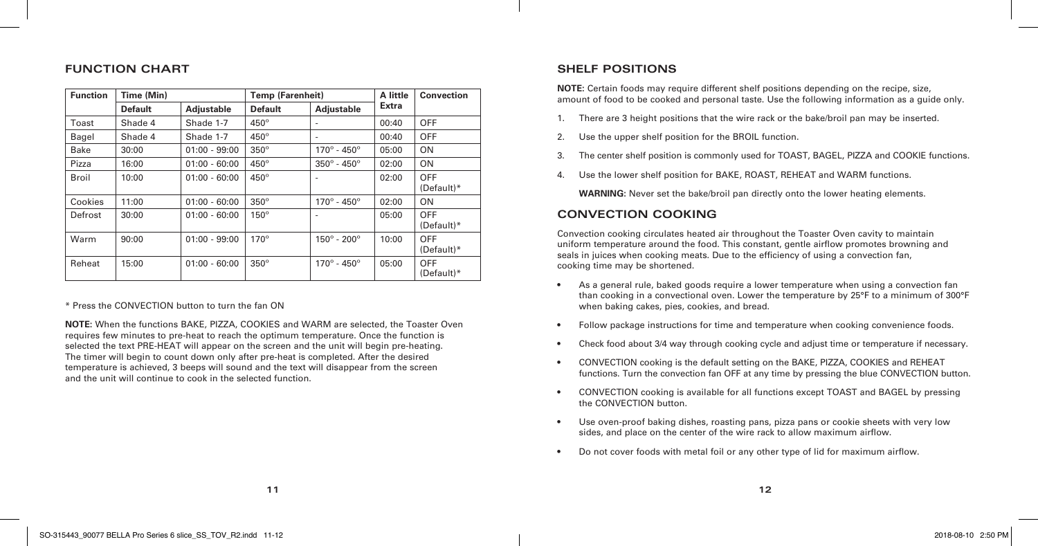## FUNCTION CHART

| Function | Time (Min) | | Temp (Farenheit) | | A little Extra | Convection |
|---|---|---|---|---|---|---|
| | Default | Adjustable | Default | Adjustable | | |
| Toast | Shade 4 | Shade 1-7 | 450° | - | 00:40 | OFF |
| Bagel | Shade 4 | Shade 1-7 | 450° | - | 00:40 | OFF |
| Bake | 30:00 | 01:00 - 99:00 | 350° | 170° - 450° | 05:00 | ON |
| Pizza | 16:00 | 01:00 - 60:00 | 450° | 350° - 450° | 02:00 | ON |
| Broil | 10:00 | 01:00 - 60:00 | 450° | - | 02:00 | OFF (Default)* |
| Cookies | 11:00 | 01:00 - 60:00 | 350° | 170° - 450° | 02:00 | ON |
| Defrost | 30:00 | 01:00 - 60:00 | 150° | - | 05:00 | OFF (Default)* |
| Warm | 90:00 | 01:00 - 99:00 | 170° | 150° - 200° | 10:00 | OFF (Default)* |
| Reheat | 15:00 | 01:00 - 60:00 | 350° | 170° - 450° | 05:00 | OFF (Default)* |

* Press the CONVECTION button to turn the fan ON

**NOTE:** When the functions BAKE, PIZZA, COOKIES and WARM are selected, the Toaster Oven requires few minutes to pre-heat to reach the optimum temperature. Once the function is selected the text PRE-HEAT will appear on the screen and the unit will begin pre-heating. The timer will begin to count down only after pre-heat is completed. After the desired temperature is achieved, 3 beeps will sound and the text will disappear from the screen and the unit will continue to cook in the selected function.

## SHELF POSITIONS

**NOTE:** Certain foods may require different shelf positions depending on the recipe, size, amount of food to be cooked and personal taste. Use the following information as a guide only.

1. There are 3 height positions that the wire rack or the bake/broil pan may be inserted.
2. Use the upper shelf position for the BROIL function.
3. The center shelf position is commonly used for TOAST, BAGEL, PIZZA and COOKIE functions.
4. Use the lower shelf position for BAKE, ROAST, REHEAT and WARM functions.

   **WARNING:** Never set the bake/broil pan directly onto the lower heating elements.

## CONVECTION COOKING

Convection cooking circulates heated air throughout the Toaster Oven cavity to maintain uniform temperature around the food. This constant, gentle airflow promotes browning and seals in juices when cooking meats. Due to the efficiency of using a convection fan, cooking time may be shortened.

- As a general rule, baked goods require a lower temperature when using a convection fan than cooking in a convectional oven. Lower the temperature by 25°F to a minimum of 300°F when baking cakes, pies, cookies, and bread.
- Follow package instructions for time and temperature when cooking convenience foods.
- Check food about 3/4 way through cooking cycle and adjust time or temperature if necessary.
- CONVECTION cooking is the default setting on the BAKE, PIZZA, COOKIES and REHEAT functions. Turn the convection fan OFF at any time by pressing the blue CONVECTION button.
- CONVECTION cooking is available for all functions except TOAST and BAGEL by pressing the CONVECTION button.
- Use oven-proof baking dishes, roasting pans, pizza pans or cookie sheets with very low sides, and place on the center of the wire rack to allow maximum airflow.
- Do not cover foods with metal foil or any other type of lid for maximum airflow.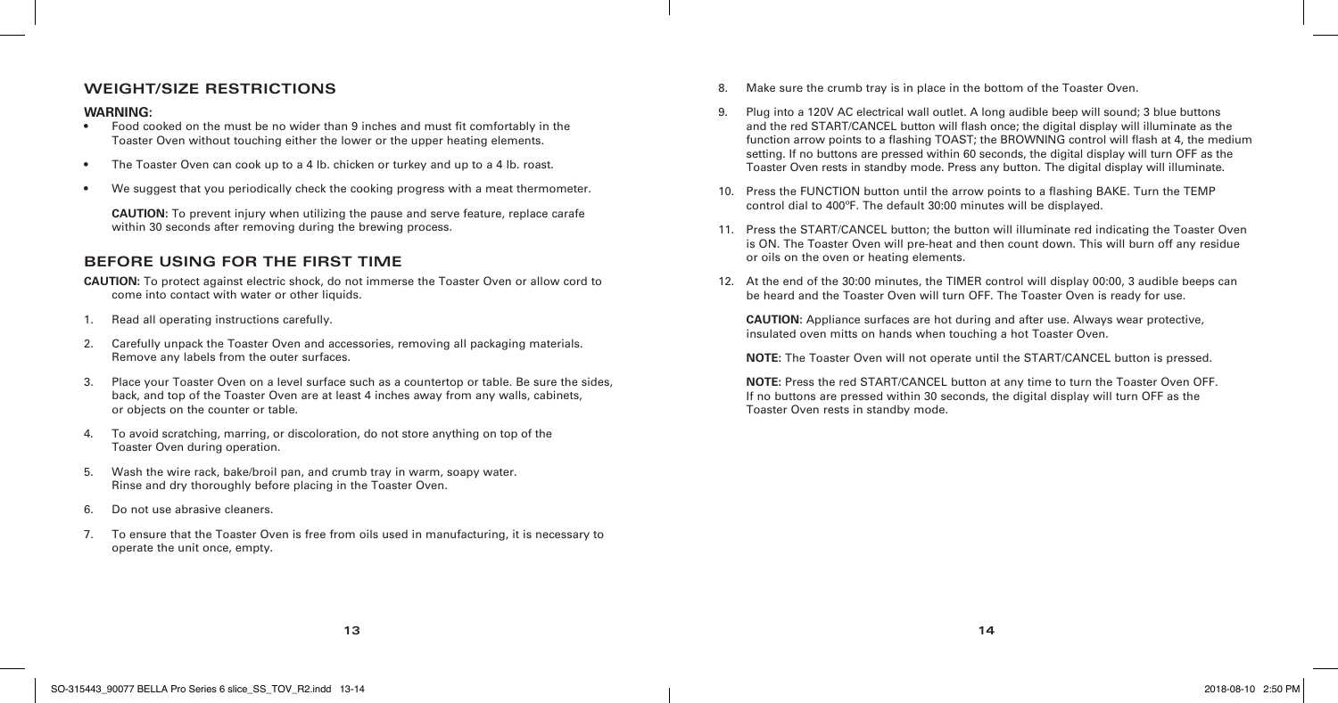## WEIGHT/SIZE RESTRICTIONS

**WARNING:**

- Food cooked on the must be no wider than 9 inches and must fit comfortably in the Toaster Oven without touching either the lower or the upper heating elements.
- The Toaster Oven can cook up to a 4 lb. chicken or turkey and up to a 4 lb. roast.
- We suggest that you periodically check the cooking progress with a meat thermometer.

  **CAUTION:** To prevent injury when utilizing the pause and serve feature, replace carafe within 30 seconds after removing during the brewing process.

## BEFORE USING FOR THE FIRST TIME

**CAUTION:** To protect against electric shock, do not immerse the Toaster Oven or allow cord to come into contact with water or other liquids.

1. Read all operating instructions carefully.
2. Carefully unpack the Toaster Oven and accessories, removing all packaging materials. Remove any labels from the outer surfaces.
3. Place your Toaster Oven on a level surface such as a countertop or table. Be sure the sides, back, and top of the Toaster Oven are at least 4 inches away from any walls, cabinets, or objects on the counter or table.
4. To avoid scratching, marring, or discoloration, do not store anything on top of the Toaster Oven during operation.
5. Wash the wire rack, bake/broil pan, and crumb tray in warm, soapy water. Rinse and dry thoroughly before placing in the Toaster Oven.
6. Do not use abrasive cleaners.
7. To ensure that the Toaster Oven is free from oils used in manufacturing, it is necessary to operate the unit once, empty.
8. Make sure the crumb tray is in place in the bottom of the Toaster Oven.
9. Plug into a 120V AC electrical wall outlet. A long audible beep will sound; 3 blue buttons and the red START/CANCEL button will flash once; the digital display will illuminate as the function arrow points to a flashing TOAST; the BROWNING control will flash at 4, the medium setting. If no buttons are pressed within 60 seconds, the digital display will turn OFF as the Toaster Oven rests in standby mode. Press any button. The digital display will illuminate.
10. Press the FUNCTION button until the arrow points to a flashing BAKE. Turn the TEMP control dial to 400ºF. The default 30:00 minutes will be displayed.
11. Press the START/CANCEL button; the button will illuminate red indicating the Toaster Oven is ON. The Toaster Oven will pre-heat and then count down. This will burn off any residue or oils on the oven or heating elements.
12. At the end of the 30:00 minutes, the TIMER control will display 00:00, 3 audible beeps can be heard and the Toaster Oven will turn OFF. The Toaster Oven is ready for use.

    **CAUTION:** Appliance surfaces are hot during and after use. Always wear protective, insulated oven mitts on hands when touching a hot Toaster Oven.

    **NOTE:** The Toaster Oven will not operate until the START/CANCEL button is pressed.

    **NOTE:** Press the red START/CANCEL button at any time to turn the Toaster Oven OFF. If no buttons are pressed within 30 seconds, the digital display will turn OFF as the Toaster Oven rests in standby mode.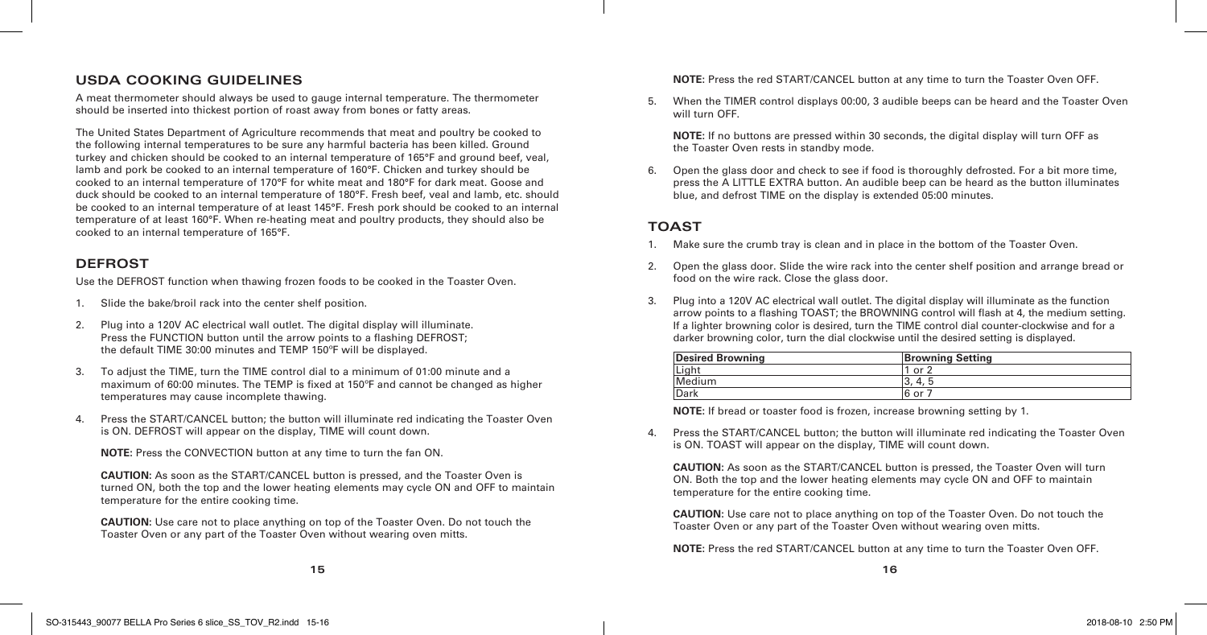## USDA COOKING GUIDELINES

A meat thermometer should always be used to gauge internal temperature. The thermometer should be inserted into thickest portion of roast away from bones or fatty areas.

The United States Department of Agriculture recommends that meat and poultry be cooked to the following internal temperatures to be sure any harmful bacteria has been killed. Ground turkey and chicken should be cooked to an internal temperature of 165°F and ground beef, veal, lamb and pork be cooked to an internal temperature of 160°F. Chicken and turkey should be cooked to an internal temperature of 170°F for white meat and 180°F for dark meat. Goose and duck should be cooked to an internal temperature of 180°F. Fresh beef, veal and lamb, etc. should be cooked to an internal temperature of at least 145°F. Fresh pork should be cooked to an internal temperature of at least 160°F. When re-heating meat and poultry products, they should also be cooked to an internal temperature of 165°F.

## DEFROST

Use the DEFROST function when thawing frozen foods to be cooked in the Toaster Oven.

1. Slide the bake/broil rack into the center shelf position.
2. Plug into a 120V AC electrical wall outlet. The digital display will illuminate. Press the FUNCTION button until the arrow points to a flashing DEFROST; the default TIME 30:00 minutes and TEMP 150ºF will be displayed.
3. To adjust the TIME, turn the TIME control dial to a minimum of 01:00 minute and a maximum of 60:00 minutes. The TEMP is fixed at 150ºF and cannot be changed as higher temperatures may cause incomplete thawing.
4. Press the START/CANCEL button; the button will illuminate red indicating the Toaster Oven is ON. DEFROST will appear on the display, TIME will count down.

   **NOTE:** Press the CONVECTION button at any time to turn the fan ON.

   **CAUTION:** As soon as the START/CANCEL button is pressed, and the Toaster Oven is turned ON, both the top and the lower heating elements may cycle ON and OFF to maintain temperature for the entire cooking time.

   **CAUTION:** Use care not to place anything on top of the Toaster Oven. Do not touch the Toaster Oven or any part of the Toaster Oven without wearing oven mitts.

   **NOTE:** Press the red START/CANCEL button at any time to turn the Toaster Oven OFF.

5. When the TIMER control displays 00:00, 3 audible beeps can be heard and the Toaster Oven will turn OFF.

   **NOTE:** If no buttons are pressed within 30 seconds, the digital display will turn OFF as the Toaster Oven rests in standby mode.

6. Open the glass door and check to see if food is thoroughly defrosted. For a bit more time, press the A LITTLE EXTRA button. An audible beep can be heard as the button illuminates blue, and defrost TIME on the display is extended 05:00 minutes.

## TOAST

1. Make sure the crumb tray is clean and in place in the bottom of the Toaster Oven.
2. Open the glass door. Slide the wire rack into the center shelf position and arrange bread or food on the wire rack. Close the glass door.
3. Plug into a 120V AC electrical wall outlet. The digital display will illuminate as the function arrow points to a flashing TOAST; the BROWNING control will flash at 4, the medium setting. If a lighter browning color is desired, turn the TIME control dial counter-clockwise and for a darker browning color, turn the dial clockwise until the desired setting is displayed.

| Desired Browning | Browning Setting |
|---|---|
| Light | 1 or 2 |
| Medium | 3, 4, 5 |
| Dark | 6 or 7 |

   **NOTE:** If bread or toaster food is frozen, increase browning setting by 1.

4. Press the START/CANCEL button; the button will illuminate red indicating the Toaster Oven is ON. TOAST will appear on the display, TIME will count down.

   **CAUTION:** As soon as the START/CANCEL button is pressed, the Toaster Oven will turn ON. Both the top and the lower heating elements may cycle ON and OFF to maintain temperature for the entire cooking time.

   **CAUTION:** Use care not to place anything on top of the Toaster Oven. Do not touch the Toaster Oven or any part of the Toaster Oven without wearing oven mitts.

   **NOTE:** Press the red START/CANCEL button at any time to turn the Toaster Oven OFF.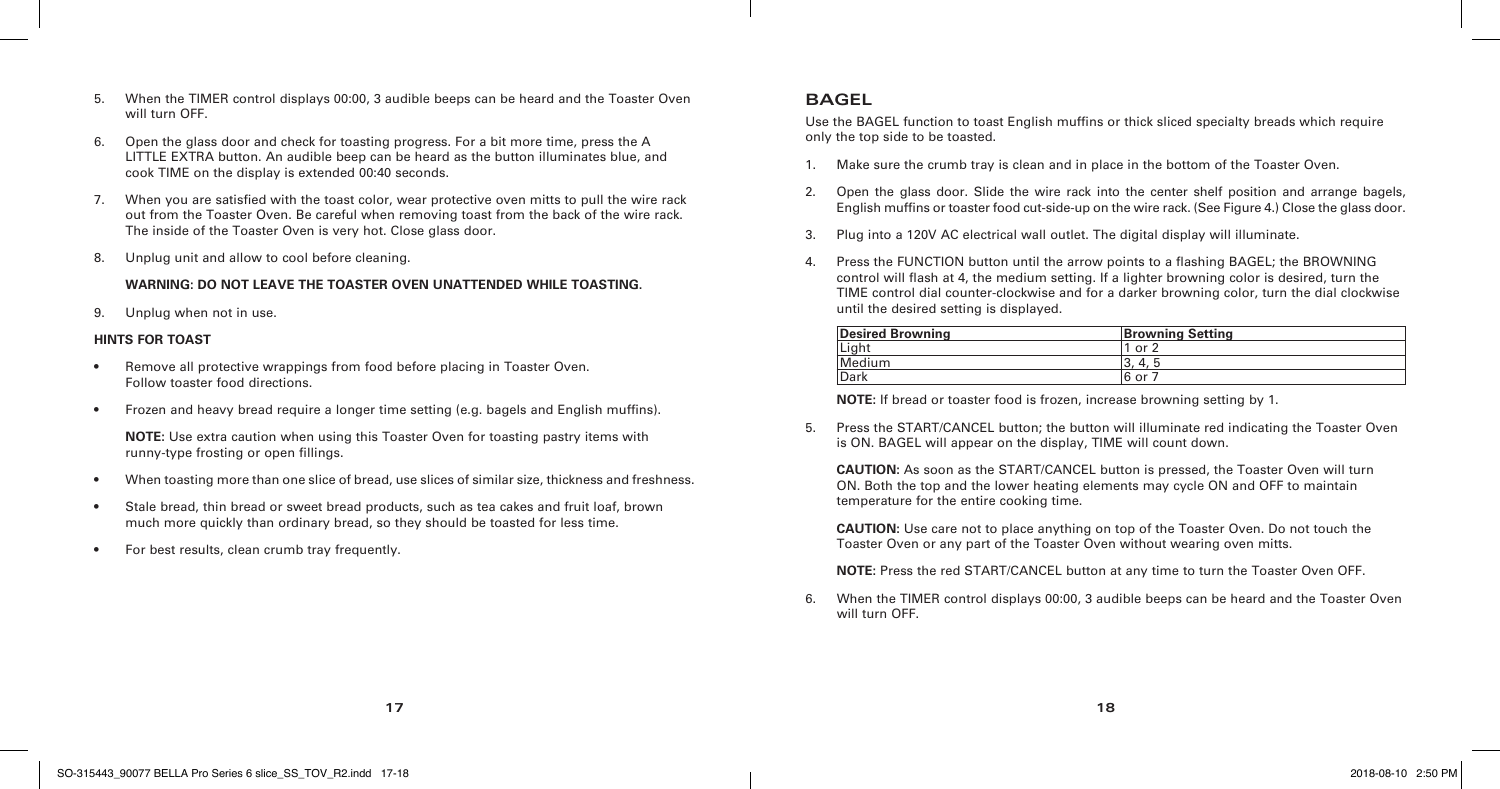5. When the TIMER control displays 00:00, 3 audible beeps can be heard and the Toaster Oven will turn OFF.

6. Open the glass door and check for toasting progress. For a bit more time, press the A LITTLE EXTRA button. An audible beep can be heard as the button illuminates blue, and cook TIME on the display is extended 00:40 seconds.

7. When you are satisfied with the toast color, wear protective oven mitts to pull the wire rack out from the Toaster Oven. Be careful when removing toast from the back of the wire rack. The inside of the Toaster Oven is very hot. Close glass door.

8. Unplug unit and allow to cool before cleaning.

   **WARNING: DO NOT LEAVE THE TOASTER OVEN UNATTENDED WHILE TOASTING**.

9. Unplug when not in use.

**HINTS FOR TOAST**

- Remove all protective wrappings from food before placing in Toaster Oven. Follow toaster food directions.
- Frozen and heavy bread require a longer time setting (e.g. bagels and English muffins).

  **NOTE:** Use extra caution when using this Toaster Oven for toasting pastry items with runny-type frosting or open fillings.
- When toasting more than one slice of bread, use slices of similar size, thickness and freshness.
- Stale bread, thin bread or sweet bread products, such as tea cakes and fruit loaf, brown much more quickly than ordinary bread, so they should be toasted for less time.
- For best results, clean crumb tray frequently.

## BAGEL

Use the BAGEL function to toast English muffins or thick sliced specialty breads which require only the top side to be toasted.

1. Make sure the crumb tray is clean and in place in the bottom of the Toaster Oven.

2. Open the glass door. Slide the wire rack into the center shelf position and arrange bagels, English muffins or toaster food cut-side-up on the wire rack. (See Figure 4.) Close the glass door.

3. Plug into a 120V AC electrical wall outlet. The digital display will illuminate.

4. Press the FUNCTION button until the arrow points to a flashing BAGEL; the BROWNING control will flash at 4, the medium setting. If a lighter browning color is desired, turn the TIME control dial counter-clockwise and for a darker browning color, turn the dial clockwise until the desired setting is displayed.

| Desired Browning | Browning Setting |
| --- | --- |
| Light | 1 or 2 |
| Medium | 3, 4, 5 |
| Dark | 6 or 7 |

   **NOTE:** If bread or toaster food is frozen, increase browning setting by 1.

5. Press the START/CANCEL button; the button will illuminate red indicating the Toaster Oven is ON. BAGEL will appear on the display, TIME will count down.

   **CAUTION:** As soon as the START/CANCEL button is pressed, the Toaster Oven will turn ON. Both the top and the lower heating elements may cycle ON and OFF to maintain temperature for the entire cooking time.

   **CAUTION:** Use care not to place anything on top of the Toaster Oven. Do not touch the Toaster Oven or any part of the Toaster Oven without wearing oven mitts.

   **NOTE:** Press the red START/CANCEL button at any time to turn the Toaster Oven OFF.

6. When the TIMER control displays 00:00, 3 audible beeps can be heard and the Toaster Oven will turn OFF.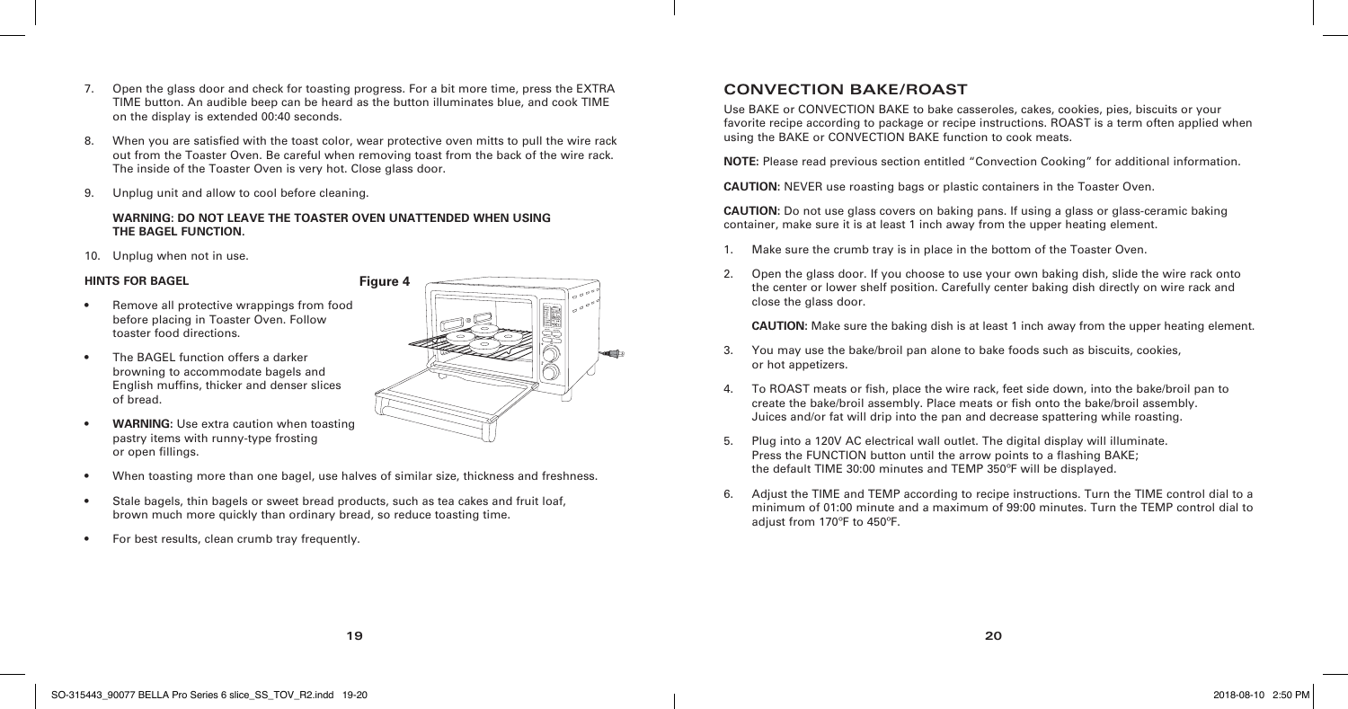7. Open the glass door and check for toasting progress. For a bit more time, press the EXTRA TIME button. An audible beep can be heard as the button illuminates blue, and cook TIME on the display is extended 00:40 seconds.

8. When you are satisfied with the toast color, wear protective oven mitts to pull the wire rack out from the Toaster Oven. Be careful when removing toast from the back of the wire rack. The inside of the Toaster Oven is very hot. Close glass door.

9. Unplug unit and allow to cool before cleaning.

   **WARNING: DO NOT LEAVE THE TOASTER OVEN UNATTENDED WHEN USING THE BAGEL FUNCTION.**

10. Unplug when not in use.

**HINTS FOR BAGEL**

**Figure 4**

- Remove all protective wrappings from food before placing in Toaster Oven. Follow toaster food directions.
- The BAGEL function offers a darker browning to accommodate bagels and English muffins, thicker and denser slices of bread.
- **WARNING:** Use extra caution when toasting pastry items with runny-type frosting or open fillings.
- When toasting more than one bagel, use halves of similar size, thickness and freshness.
- Stale bagels, thin bagels or sweet bread products, such as tea cakes and fruit loaf, brown much more quickly than ordinary bread, so reduce toasting time.
- For best results, clean crumb tray frequently.

## CONVECTION BAKE/ROAST

Use BAKE or CONVECTION BAKE to bake casseroles, cakes, cookies, pies, biscuits or your favorite recipe according to package or recipe instructions. ROAST is a term often applied when using the BAKE or CONVECTION BAKE function to cook meats.

**NOTE:** Please read previous section entitled "Convection Cooking" for additional information.

**CAUTION:** NEVER use roasting bags or plastic containers in the Toaster Oven.

**CAUTION:** Do not use glass covers on baking pans. If using a glass or glass-ceramic baking container, make sure it is at least 1 inch away from the upper heating element.

1. Make sure the crumb tray is in place in the bottom of the Toaster Oven.

2. Open the glass door. If you choose to use your own baking dish, slide the wire rack onto the center or lower shelf position. Carefully center baking dish directly on wire rack and close the glass door.

   **CAUTION:** Make sure the baking dish is at least 1 inch away from the upper heating element.

3. You may use the bake/broil pan alone to bake foods such as biscuits, cookies, or hot appetizers.

4. To ROAST meats or fish, place the wire rack, feet side down, into the bake/broil pan to create the bake/broil assembly. Place meats or fish onto the bake/broil assembly. Juices and/or fat will drip into the pan and decrease spattering while roasting.

5. Plug into a 120V AC electrical wall outlet. The digital display will illuminate. Press the FUNCTION button until the arrow points to a flashing BAKE; the default TIME 30:00 minutes and TEMP 350ºF will be displayed.

6. Adjust the TIME and TEMP according to recipe instructions. Turn the TIME control dial to a minimum of 01:00 minute and a maximum of 99:00 minutes. Turn the TEMP control dial to adjust from 170ºF to 450ºF.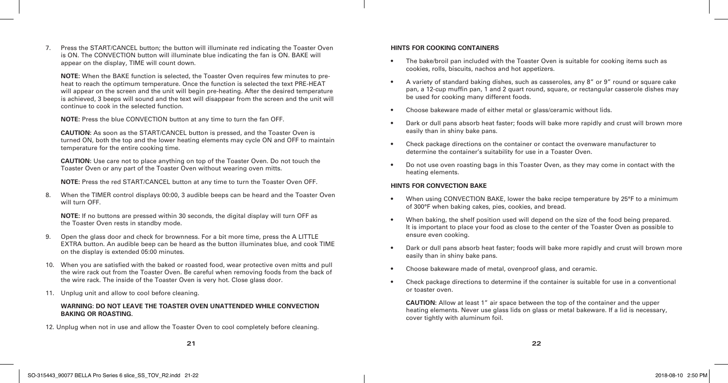7. Press the START/CANCEL button; the button will illuminate red indicating the Toaster Oven is ON. The CONVECTION button will illuminate blue indicating the fan is ON. BAKE will appear on the display, TIME will count down.

   **NOTE:** When the BAKE function is selected, the Toaster Oven requires few minutes to pre-heat to reach the optimum temperature. Once the function is selected the text PRE-HEAT will appear on the screen and the unit will begin pre-heating. After the desired temperature is achieved, 3 beeps will sound and the text will disappear from the screen and the unit will continue to cook in the selected function.

   **NOTE:** Press the blue CONVECTION button at any time to turn the fan OFF.

   **CAUTION:** As soon as the START/CANCEL button is pressed, and the Toaster Oven is turned ON, both the top and the lower heating elements may cycle ON and OFF to maintain temperature for the entire cooking time.

   **CAUTION:** Use care not to place anything on top of the Toaster Oven. Do not touch the Toaster Oven or any part of the Toaster Oven without wearing oven mitts.

   **NOTE:** Press the red START/CANCEL button at any time to turn the Toaster Oven OFF.

8. When the TIMER control displays 00:00, 3 audible beeps can be heard and the Toaster Oven will turn OFF.

   **NOTE:** If no buttons are pressed within 30 seconds, the digital display will turn OFF as the Toaster Oven rests in standby mode.

9. Open the glass door and check for brownness. For a bit more time, press the A LITTLE EXTRA button. An audible beep can be heard as the button illuminates blue, and cook TIME on the display is extended 05:00 minutes.

10. When you are satisfied with the baked or roasted food, wear protective oven mitts and pull the wire rack out from the Toaster Oven. Be careful when removing foods from the back of the wire rack. The inside of the Toaster Oven is very hot. Close glass door.

11. Unplug unit and allow to cool before cleaning.

    **WARNING: DO NOT LEAVE THE TOASTER OVEN UNATTENDED WHILE CONVECTION BAKING OR ROASTING.**

12. Unplug when not in use and allow the Toaster Oven to cool completely before cleaning.

#### HINTS FOR COOKING CONTAINERS

- The bake/broil pan included with the Toaster Oven is suitable for cooking items such as cookies, rolls, biscuits, nachos and hot appetizers.
- A variety of standard baking dishes, such as casseroles, any 8" or 9" round or square cake pan, a 12-cup muffin pan, 1 and 2 quart round, square, or rectangular casserole dishes may be used for cooking many different foods.
- Choose bakeware made of either metal or glass/ceramic without lids.
- Dark or dull pans absorb heat faster; foods will bake more rapidly and crust will brown more easily than in shiny bake pans.
- Check package directions on the container or contact the ovenware manufacturer to determine the container's suitability for use in a Toaster Oven.
- Do not use oven roasting bags in this Toaster Oven, as they may come in contact with the heating elements.

#### HINTS FOR CONVECTION BAKE

- When using CONVECTION BAKE, lower the bake recipe temperature by 25°F to a minimum of 300°F when baking cakes, pies, cookies, and bread.
- When baking, the shelf position used will depend on the size of the food being prepared. It is important to place your food as close to the center of the Toaster Oven as possible to ensure even cooking.
- Dark or dull pans absorb heat faster; foods will bake more rapidly and crust will brown more easily than in shiny bake pans.
- Choose bakeware made of metal, ovenproof glass, and ceramic.
- Check package directions to determine if the container is suitable for use in a conventional or toaster oven.

  **CAUTION:** Allow at least 1" air space between the top of the container and the upper heating elements. Never use glass lids on glass or metal bakeware. If a lid is necessary, cover tightly with aluminum foil.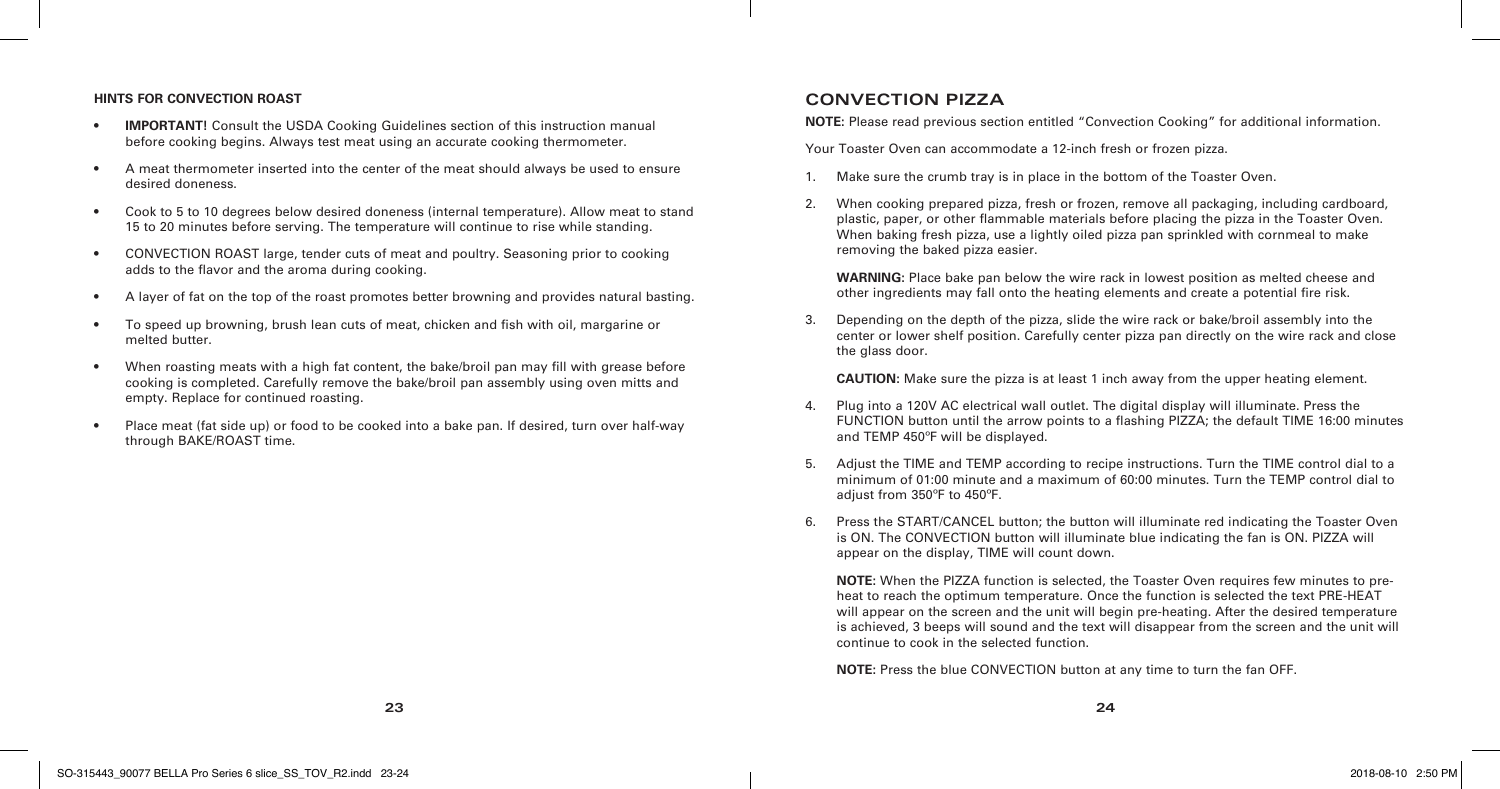#### HINTS FOR CONVECTION ROAST

- **IMPORTANT!** Consult the USDA Cooking Guidelines section of this instruction manual before cooking begins. Always test meat using an accurate cooking thermometer.
- A meat thermometer inserted into the center of the meat should always be used to ensure desired doneness.
- Cook to 5 to 10 degrees below desired doneness (internal temperature). Allow meat to stand 15 to 20 minutes before serving. The temperature will continue to rise while standing.
- CONVECTION ROAST large, tender cuts of meat and poultry. Seasoning prior to cooking adds to the flavor and the aroma during cooking.
- A layer of fat on the top of the roast promotes better browning and provides natural basting.
- To speed up browning, brush lean cuts of meat, chicken and fish with oil, margarine or melted butter.
- When roasting meats with a high fat content, the bake/broil pan may fill with grease before cooking is completed. Carefully remove the bake/broil pan assembly using oven mitts and empty. Replace for continued roasting.
- Place meat (fat side up) or food to be cooked into a bake pan. If desired, turn over half-way through BAKE/ROAST time.

## CONVECTION PIZZA

**NOTE:** Please read previous section entitled "Convection Cooking" for additional information.

Your Toaster Oven can accommodate a 12-inch fresh or frozen pizza.

1. Make sure the crumb tray is in place in the bottom of the Toaster Oven.
2. When cooking prepared pizza, fresh or frozen, remove all packaging, including cardboard, plastic, paper, or other flammable materials before placing the pizza in the Toaster Oven. When baking fresh pizza, use a lightly oiled pizza pan sprinkled with cornmeal to make removing the baked pizza easier.

   **WARNING:** Place bake pan below the wire rack in lowest position as melted cheese and other ingredients may fall onto the heating elements and create a potential fire risk.

3. Depending on the depth of the pizza, slide the wire rack or bake/broil assembly into the center or lower shelf position. Carefully center pizza pan directly on the wire rack and close the glass door.

   **CAUTION:** Make sure the pizza is at least 1 inch away from the upper heating element.

4. Plug into a 120V AC electrical wall outlet. The digital display will illuminate. Press the FUNCTION button until the arrow points to a flashing PIZZA; the default TIME 16:00 minutes and TEMP 450ºF will be displayed.
5. Adjust the TIME and TEMP according to recipe instructions. Turn the TIME control dial to a minimum of 01:00 minute and a maximum of 60:00 minutes. Turn the TEMP control dial to adjust from 350ºF to 450ºF.
6. Press the START/CANCEL button; the button will illuminate red indicating the Toaster Oven is ON. The CONVECTION button will illuminate blue indicating the fan is ON. PIZZA will appear on the display, TIME will count down.

   **NOTE:** When the PIZZA function is selected, the Toaster Oven requires few minutes to pre-heat to reach the optimum temperature. Once the function is selected the text PRE-HEAT will appear on the screen and the unit will begin pre-heating. After the desired temperature is achieved, 3 beeps will sound and the text will disappear from the screen and the unit will continue to cook in the selected function.

   **NOTE:** Press the blue CONVECTION button at any time to turn the fan OFF.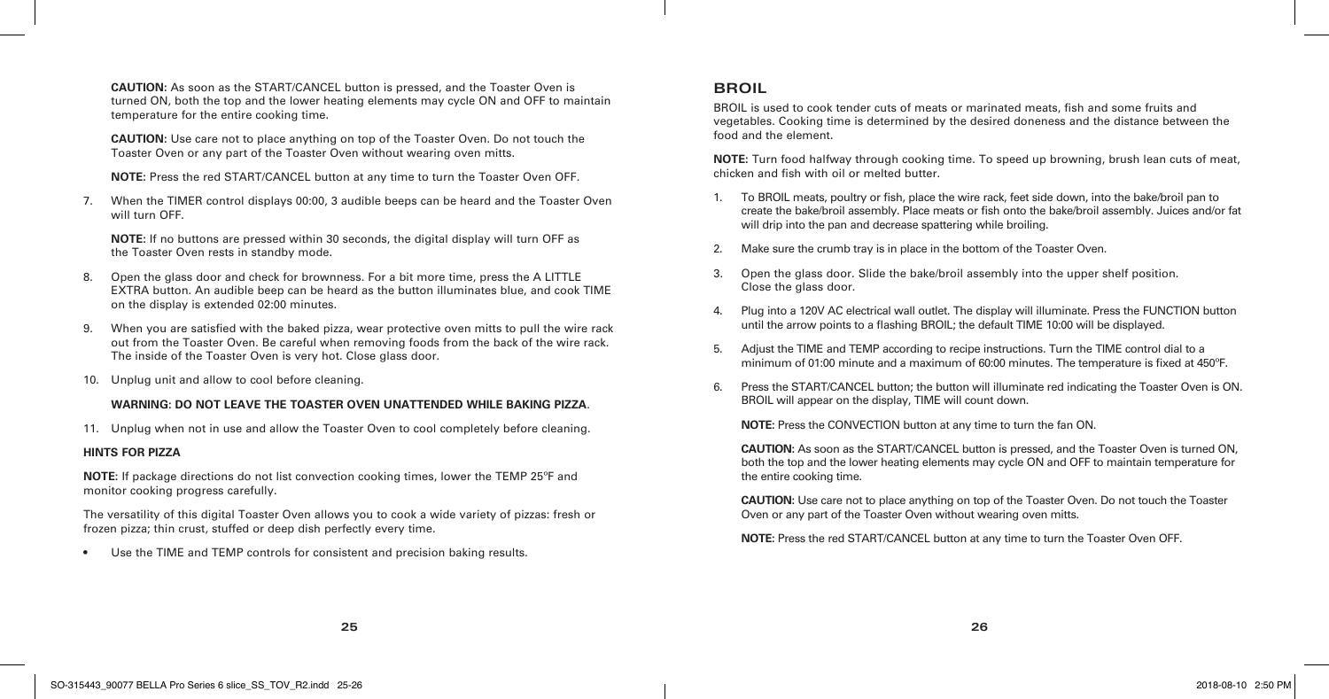**CAUTION:** As soon as the START/CANCEL button is pressed, and the Toaster Oven is turned ON, both the top and the lower heating elements may cycle ON and OFF to maintain temperature for the entire cooking time.

**CAUTION:** Use care not to place anything on top of the Toaster Oven. Do not touch the Toaster Oven or any part of the Toaster Oven without wearing oven mitts.

**NOTE:** Press the red START/CANCEL button at any time to turn the Toaster Oven OFF.

7. When the TIMER control displays 00:00, 3 audible beeps can be heard and the Toaster Oven will turn OFF.

   **NOTE:** If no buttons are pressed within 30 seconds, the digital display will turn OFF as the Toaster Oven rests in standby mode.

8. Open the glass door and check for brownness. For a bit more time, press the A LITTLE EXTRA button. An audible beep can be heard as the button illuminates blue, and cook TIME on the display is extended 02:00 minutes.
9. When you are satisfied with the baked pizza, wear protective oven mitts to pull the wire rack out from the Toaster Oven. Be careful when removing foods from the back of the wire rack. The inside of the Toaster Oven is very hot. Close glass door.
10. Unplug unit and allow to cool before cleaning.

    **WARNING: DO NOT LEAVE THE TOASTER OVEN UNATTENDED WHILE BAKING PIZZA**.

11. Unplug when not in use and allow the Toaster Oven to cool completely before cleaning.

**HINTS FOR PIZZA**

**NOTE**: If package directions do not list convection cooking times, lower the TEMP 25ºF and monitor cooking progress carefully.

The versatility of this digital Toaster Oven allows you to cook a wide variety of pizzas: fresh or frozen pizza; thin crust, stuffed or deep dish perfectly every time.

- Use the TIME and TEMP controls for consistent and precision baking results.

## BROIL

BROIL is used to cook tender cuts of meats or marinated meats, fish and some fruits and vegetables. Cooking time is determined by the desired doneness and the distance between the food and the element.

**NOTE:** Turn food halfway through cooking time. To speed up browning, brush lean cuts of meat, chicken and fish with oil or melted butter.

1. To BROIL meats, poultry or fish, place the wire rack, feet side down, into the bake/broil pan to create the bake/broil assembly. Place meats or fish onto the bake/broil assembly. Juices and/or fat will drip into the pan and decrease spattering while broiling.
2. Make sure the crumb tray is in place in the bottom of the Toaster Oven.
3. Open the glass door. Slide the bake/broil assembly into the upper shelf position. Close the glass door.
4. Plug into a 120V AC electrical wall outlet. The display will illuminate. Press the FUNCTION button until the arrow points to a flashing BROIL; the default TIME 10:00 will be displayed.
5. Adjust the TIME and TEMP according to recipe instructions. Turn the TIME control dial to a minimum of 01:00 minute and a maximum of 60:00 minutes. The temperature is fixed at 450ºF.
6. Press the START/CANCEL button; the button will illuminate red indicating the Toaster Oven is ON. BROIL will appear on the display, TIME will count down.

   **NOTE:** Press the CONVECTION button at any time to turn the fan ON.

   **CAUTION:** As soon as the START/CANCEL button is pressed, and the Toaster Oven is turned ON, both the top and the lower heating elements may cycle ON and OFF to maintain temperature for the entire cooking time.

   **CAUTION:** Use care not to place anything on top of the Toaster Oven. Do not touch the Toaster Oven or any part of the Toaster Oven without wearing oven mitts.

   **NOTE:** Press the red START/CANCEL button at any time to turn the Toaster Oven OFF.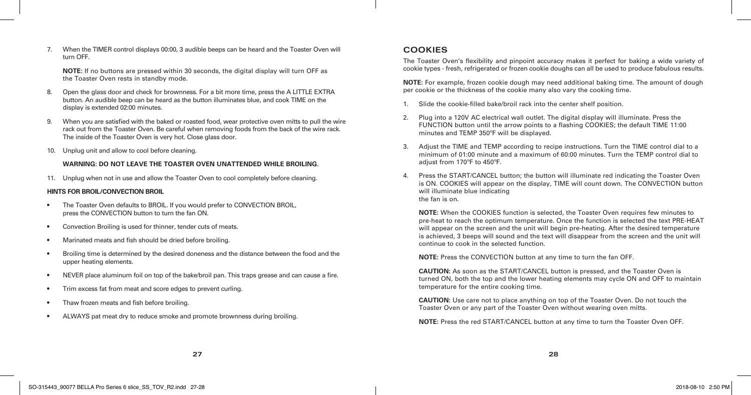7. When the TIMER control displays 00:00, 3 audible beeps can be heard and the Toaster Oven will turn OFF.

   **NOTE:** If no buttons are pressed within 30 seconds, the digital display will turn OFF as the Toaster Oven rests in standby mode.

8. Open the glass door and check for brownness. For a bit more time, press the A LITTLE EXTRA button. An audible beep can be heard as the button illuminates blue, and cook TIME on the display is extended 02:00 minutes.

9. When you are satisfied with the baked or roasted food, wear protective oven mitts to pull the wire rack out from the Toaster Oven. Be careful when removing foods from the back of the wire rack. The inside of the Toaster Oven is very hot. Close glass door.

10. Unplug unit and allow to cool before cleaning.

    **WARNING: DO NOT LEAVE THE TOASTER OVEN UNATTENDED WHILE BROILING.**

11. Unplug when not in use and allow the Toaster Oven to cool completely before cleaning.

**HINTS FOR BROIL/CONVECTION BROIL**

- The Toaster Oven defaults to BROIL. If you would prefer to CONVECTION BROIL, press the CONVECTION button to turn the fan ON.
- Convection Broiling is used for thinner, tender cuts of meats.
- Marinated meats and fish should be dried before broiling.
- Broiling time is determined by the desired doneness and the distance between the food and the upper heating elements.
- NEVER place aluminum foil on top of the bake/broil pan. This traps grease and can cause a fire.
- Trim excess fat from meat and score edges to prevent curling.
- Thaw frozen meats and fish before broiling.
- ALWAYS pat meat dry to reduce smoke and promote brownness during broiling.

## COOKIES

The Toaster Oven's flexibility and pinpoint accuracy makes it perfect for baking a wide variety of cookie types - fresh, refrigerated or frozen cookie doughs can all be used to produce fabulous results.

**NOTE:** For example, frozen cookie dough may need additional baking time. The amount of dough per cookie or the thickness of the cookie many also vary the cooking time.

1. Slide the cookie-filled bake/broil rack into the center shelf position.

2. Plug into a 120V AC electrical wall outlet. The digital display will illuminate. Press the FUNCTION button until the arrow points to a flashing COOKIES; the default TIME 11:00 minutes and TEMP 350ºF will be displayed.

3. Adjust the TIME and TEMP according to recipe instructions. Turn the TIME control dial to a minimum of 01:00 minute and a maximum of 60:00 minutes. Turn the TEMP control dial to adjust from 170ºF to 450ºF.

4. Press the START/CANCEL button; the button will illuminate red indicating the Toaster Oven is ON. COOKIES will appear on the display, TIME will count down. The CONVECTION button will illuminate blue indicating the fan is on.

   **NOTE:** When the COOKIES function is selected, the Toaster Oven requires few minutes to pre-heat to reach the optimum temperature. Once the function is selected the text PRE-HEAT will appear on the screen and the unit will begin pre-heating. After the desired temperature is achieved, 3 beeps will sound and the text will disappear from the screen and the unit will continue to cook in the selected function.

   **NOTE:** Press the CONVECTION button at any time to turn the fan OFF.

   **CAUTION:** As soon as the START/CANCEL button is pressed, and the Toaster Oven is turned ON, both the top and the lower heating elements may cycle ON and OFF to maintain temperature for the entire cooking time.

   **CAUTION:** Use care not to place anything on top of the Toaster Oven. Do not touch the Toaster Oven or any part of the Toaster Oven without wearing oven mitts.

   **NOTE:** Press the red START/CANCEL button at any time to turn the Toaster Oven OFF.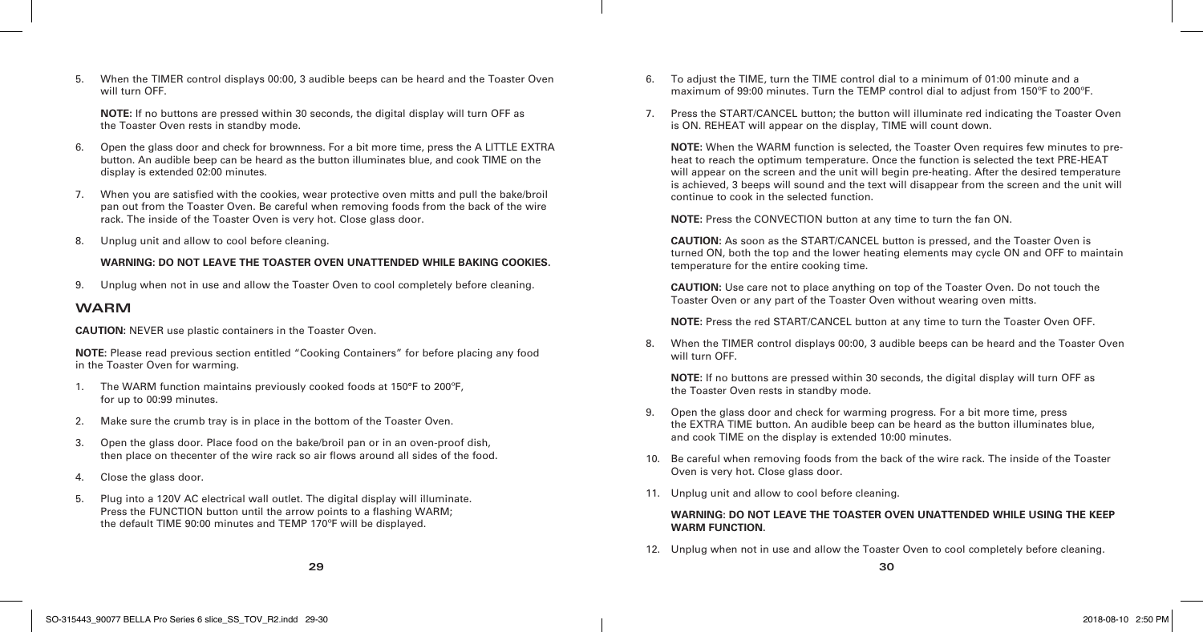5. When the TIMER control displays 00:00, 3 audible beeps can be heard and the Toaster Oven will turn OFF.

   **NOTE:** If no buttons are pressed within 30 seconds, the digital display will turn OFF as the Toaster Oven rests in standby mode.

6. Open the glass door and check for brownness. For a bit more time, press the A LITTLE EXTRA button. An audible beep can be heard as the button illuminates blue, and cook TIME on the display is extended 02:00 minutes.

7. When you are satisfied with the cookies, wear protective oven mitts and pull the bake/broil pan out from the Toaster Oven. Be careful when removing foods from the back of the wire rack. The inside of the Toaster Oven is very hot. Close glass door.

8. Unplug unit and allow to cool before cleaning.

   **WARNING: DO NOT LEAVE THE TOASTER OVEN UNATTENDED WHILE BAKING COOKIES.**

9. Unplug when not in use and allow the Toaster Oven to cool completely before cleaning.

## WARM

**CAUTION:** NEVER use plastic containers in the Toaster Oven.

**NOTE:** Please read previous section entitled "Cooking Containers" for before placing any food in the Toaster Oven for warming.

1. The WARM function maintains previously cooked foods at 150°F to 200°F, for up to 00:99 minutes.

2. Make sure the crumb tray is in place in the bottom of the Toaster Oven.

3. Open the glass door. Place food on the bake/broil pan or in an oven-proof dish, then place on thecenter of the wire rack so air flows around all sides of the food.

4. Close the glass door.

5. Plug into a 120V AC electrical wall outlet. The digital display will illuminate. Press the FUNCTION button until the arrow points to a flashing WARM; the default TIME 90:00 minutes and TEMP 170°F will be displayed.

6. To adjust the TIME, turn the TIME control dial to a minimum of 01:00 minute and a maximum of 99:00 minutes. Turn the TEMP control dial to adjust from 150°F to 200°F.

7. Press the START/CANCEL button; the button will illuminate red indicating the Toaster Oven is ON. REHEAT will appear on the display, TIME will count down.

   **NOTE:** When the WARM function is selected, the Toaster Oven requires few minutes to pre-heat to reach the optimum temperature. Once the function is selected the text PRE-HEAT will appear on the screen and the unit will begin pre-heating. After the desired temperature is achieved, 3 beeps will sound and the text will disappear from the screen and the unit will continue to cook in the selected function.

   **NOTE:** Press the CONVECTION button at any time to turn the fan ON.

   **CAUTION:** As soon as the START/CANCEL button is pressed, and the Toaster Oven is turned ON, both the top and the lower heating elements may cycle ON and OFF to maintain temperature for the entire cooking time.

   **CAUTION:** Use care not to place anything on top of the Toaster Oven. Do not touch the Toaster Oven or any part of the Toaster Oven without wearing oven mitts.

   **NOTE:** Press the red START/CANCEL button at any time to turn the Toaster Oven OFF.

8. When the TIMER control displays 00:00, 3 audible beeps can be heard and the Toaster Oven will turn OFF.

   **NOTE:** If no buttons are pressed within 30 seconds, the digital display will turn OFF as the Toaster Oven rests in standby mode.

9. Open the glass door and check for warming progress. For a bit more time, press the EXTRA TIME button. An audible beep can be heard as the button illuminates blue, and cook TIME on the display is extended 10:00 minutes.

10. Be careful when removing foods from the back of the wire rack. The inside of the Toaster Oven is very hot. Close glass door.

11. Unplug unit and allow to cool before cleaning.

    **WARNING: DO NOT LEAVE THE TOASTER OVEN UNATTENDED WHILE USING THE KEEP WARM FUNCTION.**

12. Unplug when not in use and allow the Toaster Oven to cool completely before cleaning.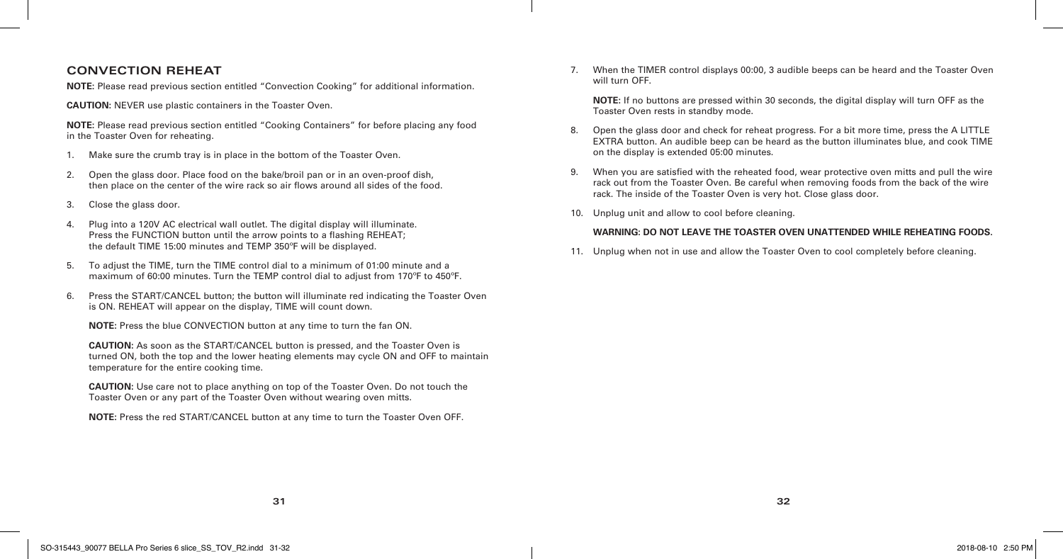## CONVECTION REHEAT

**NOTE:** Please read previous section entitled "Convection Cooking" for additional information.

**CAUTION:** NEVER use plastic containers in the Toaster Oven.

**NOTE:** Please read previous section entitled "Cooking Containers" for before placing any food in the Toaster Oven for reheating.

1. Make sure the crumb tray is in place in the bottom of the Toaster Oven.
2. Open the glass door. Place food on the bake/broil pan or in an oven-proof dish, then place on the center of the wire rack so air flows around all sides of the food.
3. Close the glass door.
4. Plug into a 120V AC electrical wall outlet. The digital display will illuminate. Press the FUNCTION button until the arrow points to a flashing REHEAT; the default TIME 15:00 minutes and TEMP 350ºF will be displayed.
5. To adjust the TIME, turn the TIME control dial to a minimum of 01:00 minute and a maximum of 60:00 minutes. Turn the TEMP control dial to adjust from 170ºF to 450ºF.
6. Press the START/CANCEL button; the button will illuminate red indicating the Toaster Oven is ON. REHEAT will appear on the display, TIME will count down.

   **NOTE:** Press the blue CONVECTION button at any time to turn the fan ON.

   **CAUTION:** As soon as the START/CANCEL button is pressed, and the Toaster Oven is turned ON, both the top and the lower heating elements may cycle ON and OFF to maintain temperature for the entire cooking time.

   **CAUTION:** Use care not to place anything on top of the Toaster Oven. Do not touch the Toaster Oven or any part of the Toaster Oven without wearing oven mitts.

   **NOTE:** Press the red START/CANCEL button at any time to turn the Toaster Oven OFF.

7. When the TIMER control displays 00:00, 3 audible beeps can be heard and the Toaster Oven will turn OFF.

   **NOTE:** If no buttons are pressed within 30 seconds, the digital display will turn OFF as the Toaster Oven rests in standby mode.

8. Open the glass door and check for reheat progress. For a bit more time, press the A LITTLE EXTRA button. An audible beep can be heard as the button illuminates blue, and cook TIME on the display is extended 05:00 minutes.
9. When you are satisfied with the reheated food, wear protective oven mitts and pull the wire rack out from the Toaster Oven. Be careful when removing foods from the back of the wire rack. The inside of the Toaster Oven is very hot. Close glass door.
10. Unplug unit and allow to cool before cleaning.

    **WARNING: DO NOT LEAVE THE TOASTER OVEN UNATTENDED WHILE REHEATING FOODS.**

11. Unplug when not in use and allow the Toaster Oven to cool completely before cleaning.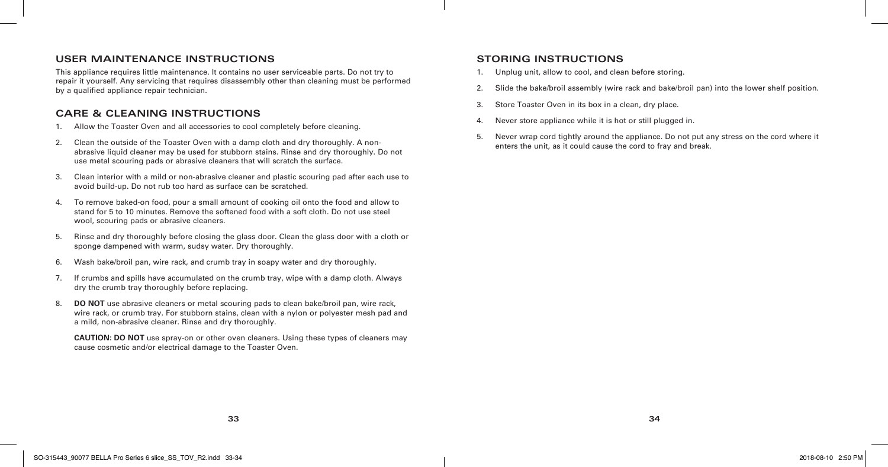## USER MAINTENANCE INSTRUCTIONS

This appliance requires little maintenance. It contains no user serviceable parts. Do not try to repair it yourself. Any servicing that requires disassembly other than cleaning must be performed by a qualified appliance repair technician.

## CARE & CLEANING INSTRUCTIONS

1. Allow the Toaster Oven and all accessories to cool completely before cleaning.
2. Clean the outside of the Toaster Oven with a damp cloth and dry thoroughly. A non-abrasive liquid cleaner may be used for stubborn stains. Rinse and dry thoroughly. Do not use metal scouring pads or abrasive cleaners that will scratch the surface.
3. Clean interior with a mild or non-abrasive cleaner and plastic scouring pad after each use to avoid build-up. Do not rub too hard as surface can be scratched.
4. To remove baked-on food, pour a small amount of cooking oil onto the food and allow to stand for 5 to 10 minutes. Remove the softened food with a soft cloth. Do not use steel wool, scouring pads or abrasive cleaners.
5. Rinse and dry thoroughly before closing the glass door. Clean the glass door with a cloth or sponge dampened with warm, sudsy water. Dry thoroughly.
6. Wash bake/broil pan, wire rack, and crumb tray in soapy water and dry thoroughly.
7. If crumbs and spills have accumulated on the crumb tray, wipe with a damp cloth. Always dry the crumb tray thoroughly before replacing.
8. **DO NOT** use abrasive cleaners or metal scouring pads to clean bake/broil pan, wire rack, wire rack, or crumb tray. For stubborn stains, clean with a nylon or polyester mesh pad and a mild, non-abrasive cleaner. Rinse and dry thoroughly.

   **CAUTION: DO NOT** use spray-on or other oven cleaners. Using these types of cleaners may cause cosmetic and/or electrical damage to the Toaster Oven.

## STORING INSTRUCTIONS

1. Unplug unit, allow to cool, and clean before storing.
2. Slide the bake/broil assembly (wire rack and bake/broil pan) into the lower shelf position.
3. Store Toaster Oven in its box in a clean, dry place.
4. Never store appliance while it is hot or still plugged in.
5. Never wrap cord tightly around the appliance. Do not put any stress on the cord where it enters the unit, as it could cause the cord to fray and break.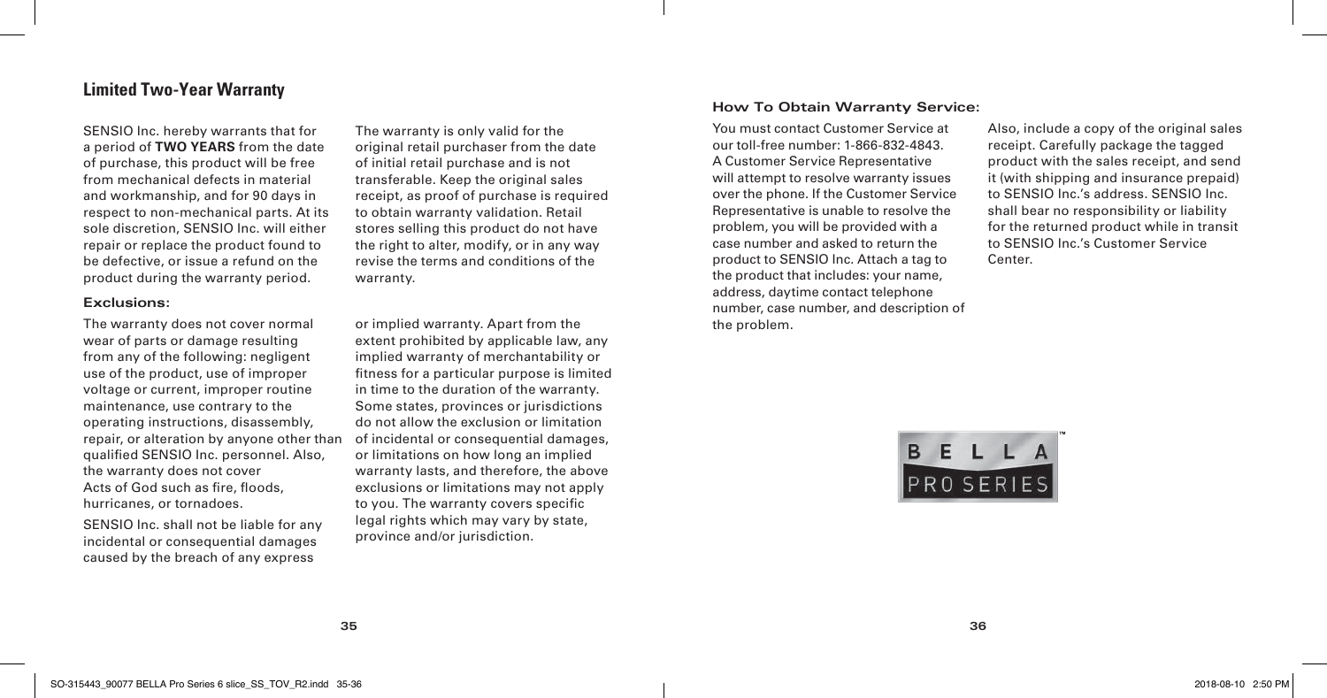## Limited Two-Year Warranty

SENSIO Inc. hereby warrants that for a period of **TWO YEARS** from the date of purchase, this product will be free from mechanical defects in material and workmanship, and for 90 days in respect to non-mechanical parts. At its sole discretion, SENSIO Inc. will either repair or replace the product found to be defective, or issue a refund on the product during the warranty period.

The warranty is only valid for the original retail purchaser from the date of initial retail purchase and is not transferable. Keep the original sales receipt, as proof of purchase is required to obtain warranty validation. Retail stores selling this product do not have the right to alter, modify, or in any way revise the terms and conditions of the warranty.

### Exclusions:

The warranty does not cover normal wear of parts or damage resulting from any of the following: negligent use of the product, use of improper voltage or current, improper routine maintenance, use contrary to the operating instructions, disassembly, repair, or alteration by anyone other than qualified SENSIO Inc. personnel. Also, the warranty does not cover Acts of God such as fire, floods, hurricanes, or tornadoes.

SENSIO Inc. shall not be liable for any incidental or consequential damages caused by the breach of any express or implied warranty. Apart from the extent prohibited by applicable law, any implied warranty of merchantability or fitness for a particular purpose is limited in time to the duration of the warranty. Some states, provinces or jurisdictions do not allow the exclusion or limitation of incidental or consequential damages, or limitations on how long an implied warranty lasts, and therefore, the above exclusions or limitations may not apply to you. The warranty covers specific legal rights which may vary by state, province and/or jurisdiction.

### How To Obtain Warranty Service:

You must contact Customer Service at our toll-free number: 1-866-832-4843. A Customer Service Representative will attempt to resolve warranty issues over the phone. If the Customer Service Representative is unable to resolve the problem, you will be provided with a case number and asked to return the product to SENSIO Inc. Attach a tag to the product that includes: your name, address, daytime contact telephone number, case number, and description of the problem.

Also, include a copy of the original sales receipt. Carefully package the tagged product with the sales receipt, and send it (with shipping and insurance prepaid) to SENSIO Inc.'s address. SENSIO Inc. shall bear no responsibility or liability for the returned product while in transit to SENSIO Inc.'s Customer Service Center.

BELLA™ PRO SERIES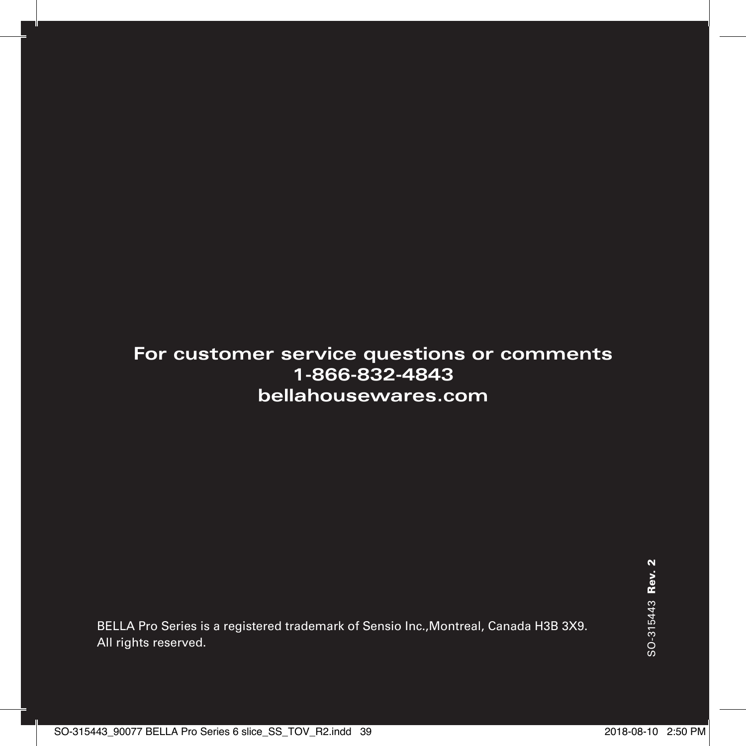**For customer service questions or comments**
**1-866-832-4843**
**bellahousewares.com**

BELLA Pro Series is a registered trademark of Sensio Inc.,Montreal, Canada H3B 3X9. All rights reserved.

SO-315443 **Rev. 2**